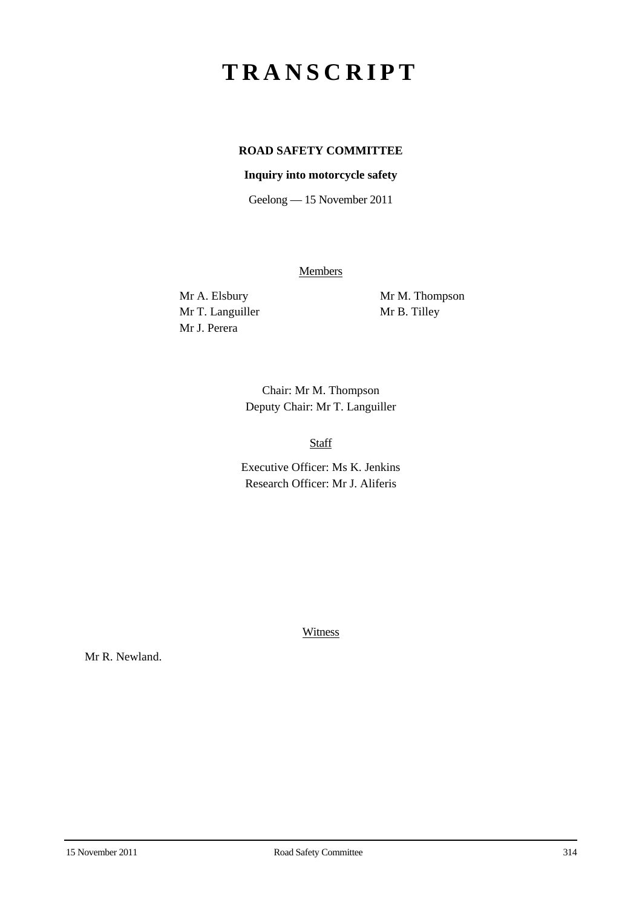# TRANSCRIPT

**ROAD SAFETY COMMITTEE**

**Inquiry into motorcycle safety**

Geelong — 15 November 2011

Members

Mr A. Elsbury
Mr T. Languiller
Mr J. Perera
Mr M. Thompson
Mr B. Tilley

Chair: Mr M. Thompson
Deputy Chair: Mr T. Languiller

Staff

Executive Officer: Ms K. Jenkins
Research Officer: Mr J. Aliferis

Witness

Mr R. Newland.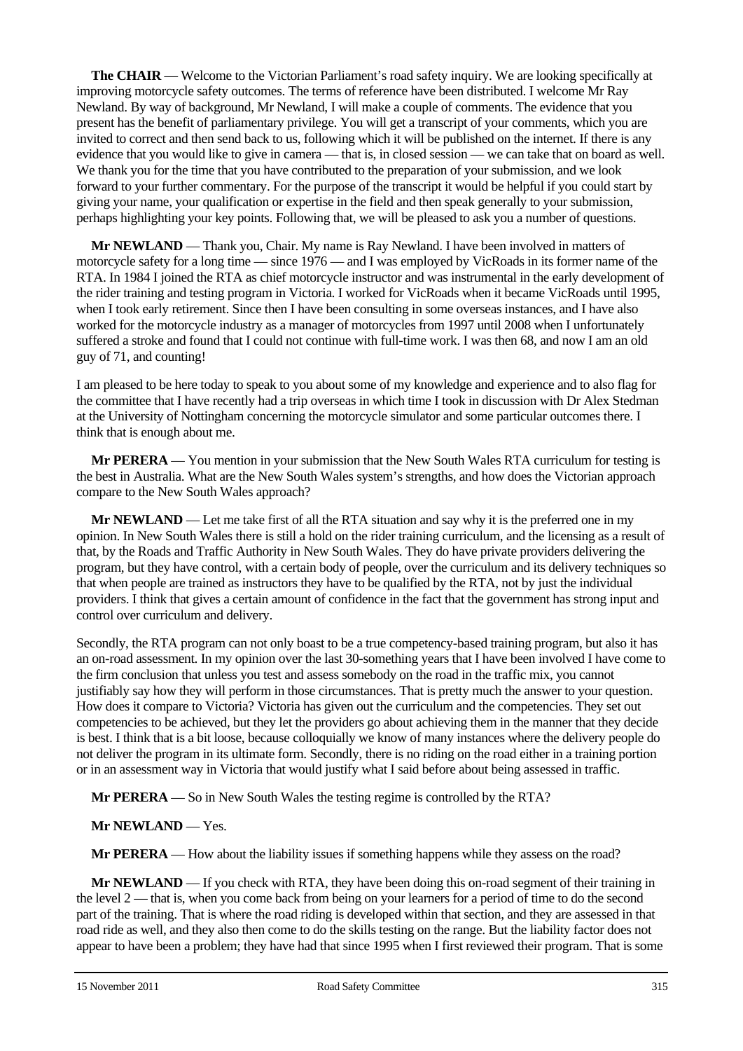**The CHAIR** — Welcome to the Victorian Parliament's road safety inquiry. We are looking specifically at improving motorcycle safety outcomes. The terms of reference have been distributed. I welcome Mr Ray Newland. By way of background, Mr Newland, I will make a couple of comments. The evidence that you present has the benefit of parliamentary privilege. You will get a transcript of your comments, which you are invited to correct and then send back to us, following which it will be published on the internet. If there is any evidence that you would like to give in camera — that is, in closed session — we can take that on board as well. We thank you for the time that you have contributed to the preparation of your submission, and we look forward to your further commentary. For the purpose of the transcript it would be helpful if you could start by giving your name, your qualification or expertise in the field and then speak generally to your submission, perhaps highlighting your key points. Following that, we will be pleased to ask you a number of questions.

**Mr NEWLAND** — Thank you, Chair. My name is Ray Newland. I have been involved in matters of motorcycle safety for a long time — since 1976 — and I was employed by VicRoads in its former name of the RTA. In 1984 I joined the RTA as chief motorcycle instructor and was instrumental in the early development of the rider training and testing program in Victoria. I worked for VicRoads when it became VicRoads until 1995, when I took early retirement. Since then I have been consulting in some overseas instances, and I have also worked for the motorcycle industry as a manager of motorcycles from 1997 until 2008 when I unfortunately suffered a stroke and found that I could not continue with full-time work. I was then 68, and now I am an old guy of 71, and counting!

I am pleased to be here today to speak to you about some of my knowledge and experience and to also flag for the committee that I have recently had a trip overseas in which time I took in discussion with Dr Alex Stedman at the University of Nottingham concerning the motorcycle simulator and some particular outcomes there. I think that is enough about me.

**Mr PERERA** — You mention in your submission that the New South Wales RTA curriculum for testing is the best in Australia. What are the New South Wales system's strengths, and how does the Victorian approach compare to the New South Wales approach?

**Mr NEWLAND** — Let me take first of all the RTA situation and say why it is the preferred one in my opinion. In New South Wales there is still a hold on the rider training curriculum, and the licensing as a result of that, by the Roads and Traffic Authority in New South Wales. They do have private providers delivering the program, but they have control, with a certain body of people, over the curriculum and its delivery techniques so that when people are trained as instructors they have to be qualified by the RTA, not by just the individual providers. I think that gives a certain amount of confidence in the fact that the government has strong input and control over curriculum and delivery.

Secondly, the RTA program can not only boast to be a true competency-based training program, but also it has an on-road assessment. In my opinion over the last 30-something years that I have been involved I have come to the firm conclusion that unless you test and assess somebody on the road in the traffic mix, you cannot justifiably say how they will perform in those circumstances. That is pretty much the answer to your question. How does it compare to Victoria? Victoria has given out the curriculum and the competencies. They set out competencies to be achieved, but they let the providers go about achieving them in the manner that they decide is best. I think that is a bit loose, because colloquially we know of many instances where the delivery people do not deliver the program in its ultimate form. Secondly, there is no riding on the road either in a training portion or in an assessment way in Victoria that would justify what I said before about being assessed in traffic.

**Mr PERERA** — So in New South Wales the testing regime is controlled by the RTA?

**Mr NEWLAND** — Yes.

**Mr PERERA** — How about the liability issues if something happens while they assess on the road?

**Mr NEWLAND** — If you check with RTA, they have been doing this on-road segment of their training in the level 2 — that is, when you come back from being on your learners for a period of time to do the second part of the training. That is where the road riding is developed within that section, and they are assessed in that road ride as well, and they also then come to do the skills testing on the range. But the liability factor does not appear to have been a problem; they have had that since 1995 when I first reviewed their program. That is some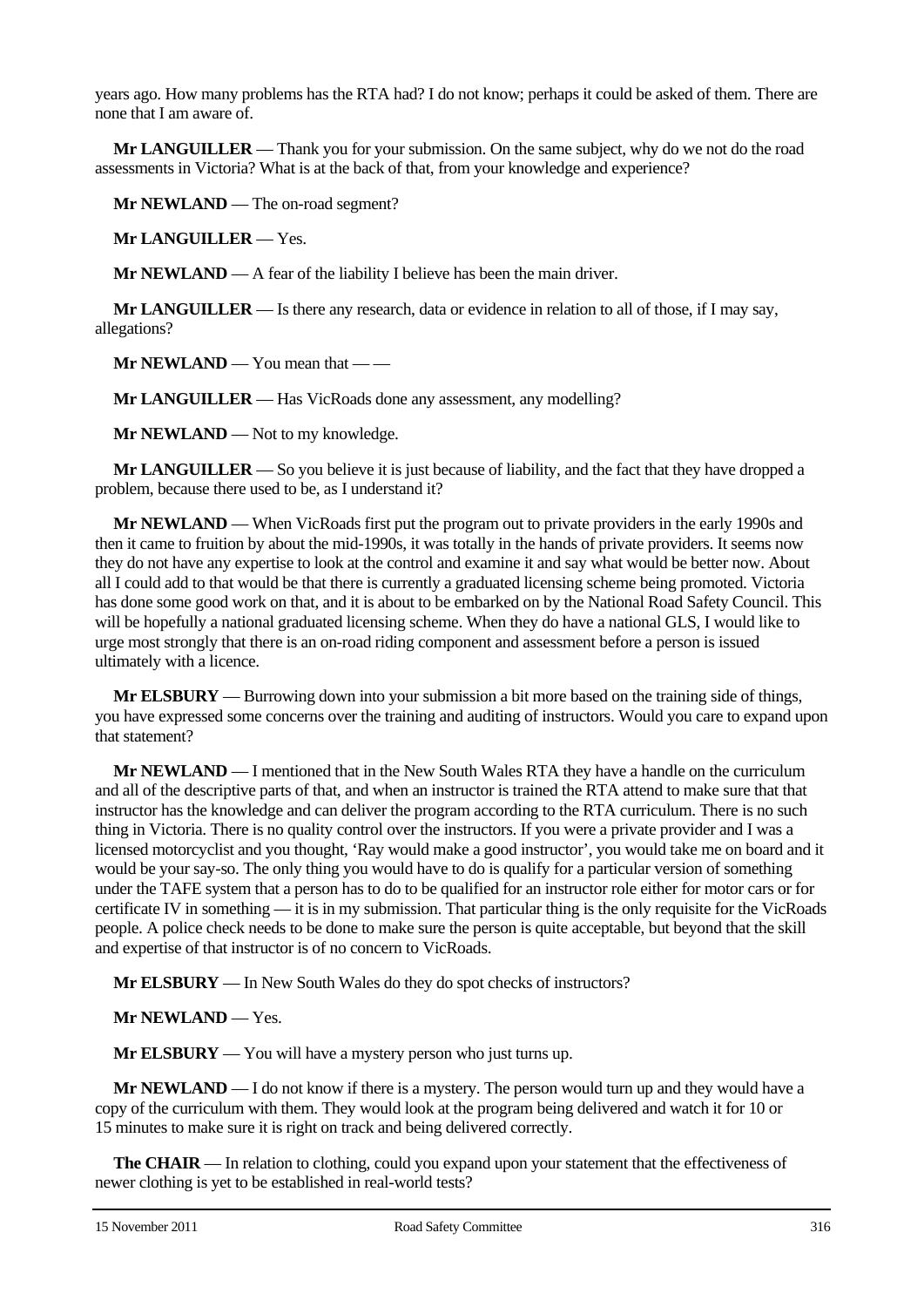years ago. How many problems has the RTA had? I do not know; perhaps it could be asked of them. There are none that I am aware of.

**Mr LANGUILLER** — Thank you for your submission. On the same subject, why do we not do the road assessments in Victoria? What is at the back of that, from your knowledge and experience?

**Mr NEWLAND** — The on-road segment?

**Mr LANGUILLER** — Yes.

**Mr NEWLAND** — A fear of the liability I believe has been the main driver.

**Mr LANGUILLER** — Is there any research, data or evidence in relation to all of those, if I may say, allegations?

**Mr NEWLAND** — You mean that — —

**Mr LANGUILLER** — Has VicRoads done any assessment, any modelling?

**Mr NEWLAND** — Not to my knowledge.

**Mr LANGUILLER** — So you believe it is just because of liability, and the fact that they have dropped a problem, because there used to be, as I understand it?

**Mr NEWLAND** — When VicRoads first put the program out to private providers in the early 1990s and then it came to fruition by about the mid-1990s, it was totally in the hands of private providers. It seems now they do not have any expertise to look at the control and examine it and say what would be better now. About all I could add to that would be that there is currently a graduated licensing scheme being promoted. Victoria has done some good work on that, and it is about to be embarked on by the National Road Safety Council. This will be hopefully a national graduated licensing scheme. When they do have a national GLS, I would like to urge most strongly that there is an on-road riding component and assessment before a person is issued ultimately with a licence.

**Mr ELSBURY** — Burrowing down into your submission a bit more based on the training side of things, you have expressed some concerns over the training and auditing of instructors. Would you care to expand upon that statement?

**Mr NEWLAND** — I mentioned that in the New South Wales RTA they have a handle on the curriculum and all of the descriptive parts of that, and when an instructor is trained the RTA attend to make sure that that instructor has the knowledge and can deliver the program according to the RTA curriculum. There is no such thing in Victoria. There is no quality control over the instructors. If you were a private provider and I was a licensed motorcyclist and you thought, 'Ray would make a good instructor', you would take me on board and it would be your say-so. The only thing you would have to do is qualify for a particular version of something under the TAFE system that a person has to do to be qualified for an instructor role either for motor cars or for certificate IV in something — it is in my submission. That particular thing is the only requisite for the VicRoads people. A police check needs to be done to make sure the person is quite acceptable, but beyond that the skill and expertise of that instructor is of no concern to VicRoads.

**Mr ELSBURY** — In New South Wales do they do spot checks of instructors?

**Mr NEWLAND** — Yes.

**Mr ELSBURY** — You will have a mystery person who just turns up.

**Mr NEWLAND** — I do not know if there is a mystery. The person would turn up and they would have a copy of the curriculum with them. They would look at the program being delivered and watch it for 10 or 15 minutes to make sure it is right on track and being delivered correctly.

**The CHAIR** — In relation to clothing, could you expand upon your statement that the effectiveness of newer clothing is yet to be established in real-world tests?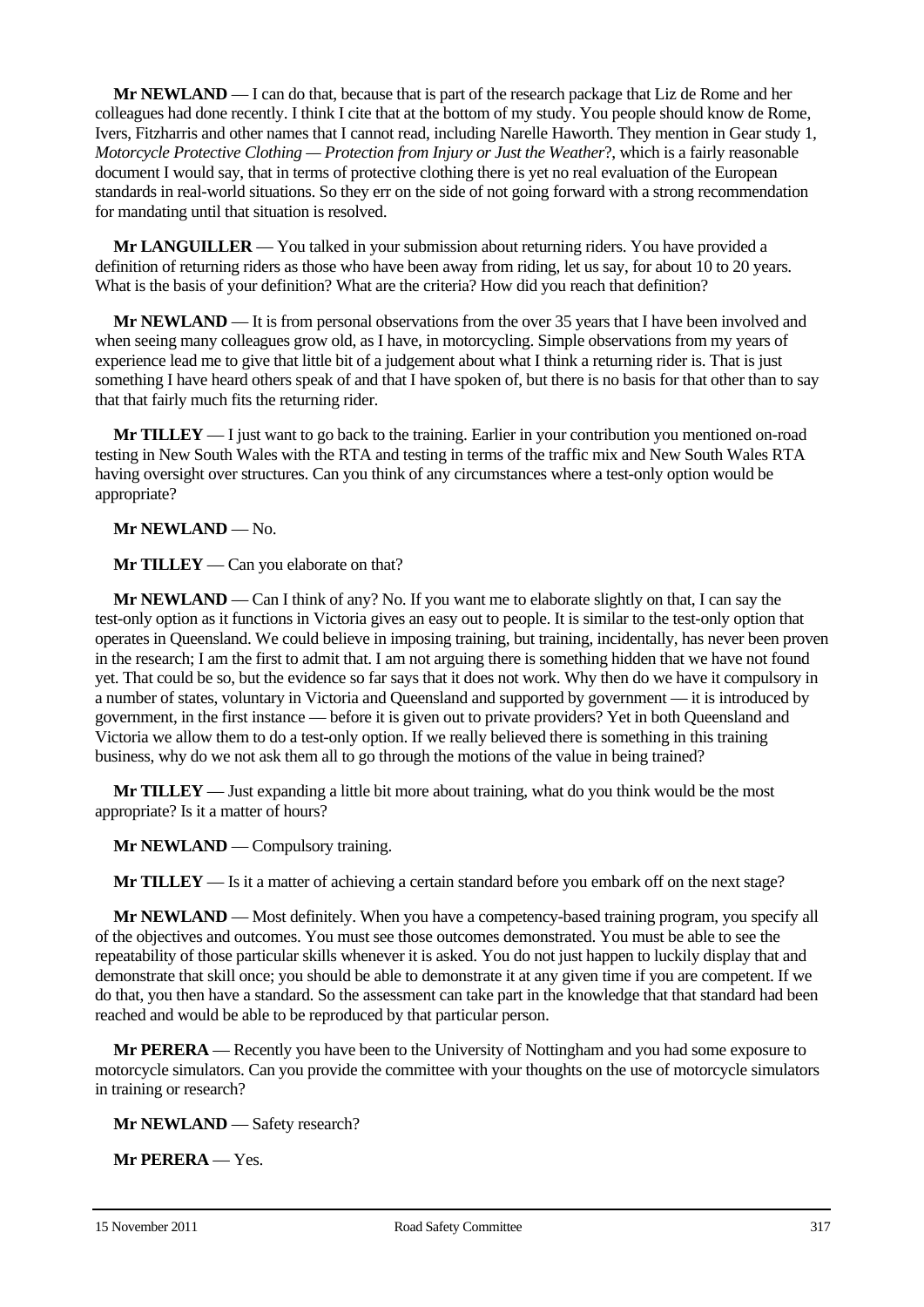**Mr NEWLAND** — I can do that, because that is part of the research package that Liz de Rome and her colleagues had done recently. I think I cite that at the bottom of my study. You people should know de Rome, Ivers, Fitzharris and other names that I cannot read, including Narelle Haworth. They mention in Gear study 1, *Motorcycle Protective Clothing — Protection from Injury or Just the Weather*?, which is a fairly reasonable document I would say, that in terms of protective clothing there is yet no real evaluation of the European standards in real-world situations. So they err on the side of not going forward with a strong recommendation for mandating until that situation is resolved.

**Mr LANGUILLER** — You talked in your submission about returning riders. You have provided a definition of returning riders as those who have been away from riding, let us say, for about 10 to 20 years. What is the basis of your definition? What are the criteria? How did you reach that definition?

**Mr NEWLAND** — It is from personal observations from the over 35 years that I have been involved and when seeing many colleagues grow old, as I have, in motorcycling. Simple observations from my years of experience lead me to give that little bit of a judgement about what I think a returning rider is. That is just something I have heard others speak of and that I have spoken of, but there is no basis for that other than to say that that fairly much fits the returning rider.

**Mr TILLEY** — I just want to go back to the training. Earlier in your contribution you mentioned on-road testing in New South Wales with the RTA and testing in terms of the traffic mix and New South Wales RTA having oversight over structures. Can you think of any circumstances where a test-only option would be appropriate?

**Mr NEWLAND** — No.

**Mr TILLEY** — Can you elaborate on that?

**Mr NEWLAND** — Can I think of any? No. If you want me to elaborate slightly on that, I can say the test-only option as it functions in Victoria gives an easy out to people. It is similar to the test-only option that operates in Queensland. We could believe in imposing training, but training, incidentally, has never been proven in the research; I am the first to admit that. I am not arguing there is something hidden that we have not found yet. That could be so, but the evidence so far says that it does not work. Why then do we have it compulsory in a number of states, voluntary in Victoria and Queensland and supported by government — it is introduced by government, in the first instance — before it is given out to private providers? Yet in both Queensland and Victoria we allow them to do a test-only option. If we really believed there is something in this training business, why do we not ask them all to go through the motions of the value in being trained?

**Mr TILLEY** — Just expanding a little bit more about training, what do you think would be the most appropriate? Is it a matter of hours?

**Mr NEWLAND** — Compulsory training.

**Mr TILLEY** — Is it a matter of achieving a certain standard before you embark off on the next stage?

**Mr NEWLAND** — Most definitely. When you have a competency-based training program, you specify all of the objectives and outcomes. You must see those outcomes demonstrated. You must be able to see the repeatability of those particular skills whenever it is asked. You do not just happen to luckily display that and demonstrate that skill once; you should be able to demonstrate it at any given time if you are competent. If we do that, you then have a standard. So the assessment can take part in the knowledge that that standard had been reached and would be able to be reproduced by that particular person.

**Mr PERERA** — Recently you have been to the University of Nottingham and you had some exposure to motorcycle simulators. Can you provide the committee with your thoughts on the use of motorcycle simulators in training or research?

**Mr NEWLAND** — Safety research?

**Mr PERERA** — Yes.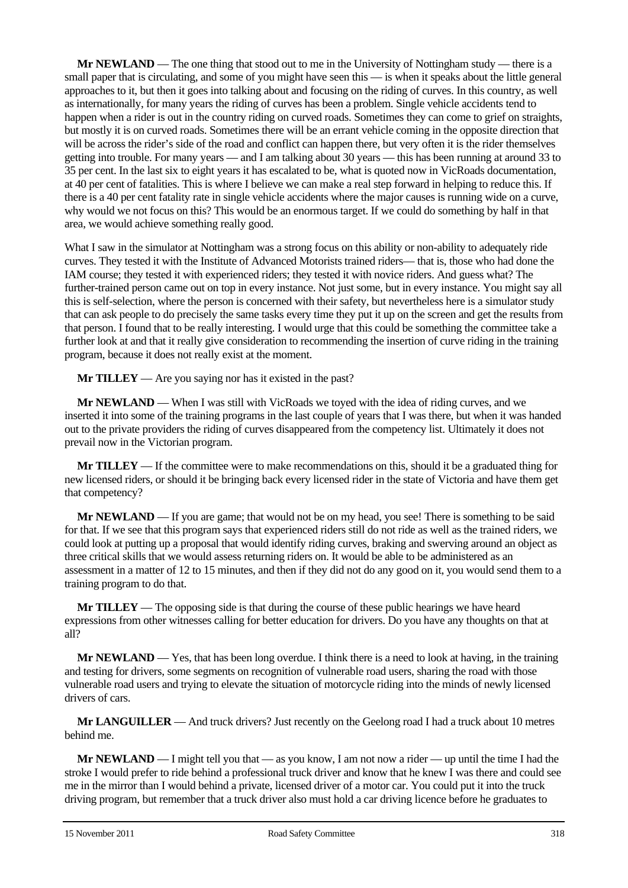**Mr NEWLAND** — The one thing that stood out to me in the University of Nottingham study — there is a small paper that is circulating, and some of you might have seen this — is when it speaks about the little general approaches to it, but then it goes into talking about and focusing on the riding of curves. In this country, as well as internationally, for many years the riding of curves has been a problem. Single vehicle accidents tend to happen when a rider is out in the country riding on curved roads. Sometimes they can come to grief on straights, but mostly it is on curved roads. Sometimes there will be an errant vehicle coming in the opposite direction that will be across the rider's side of the road and conflict can happen there, but very often it is the rider themselves getting into trouble. For many years — and I am talking about 30 years — this has been running at around 33 to 35 per cent. In the last six to eight years it has escalated to be, what is quoted now in VicRoads documentation, at 40 per cent of fatalities. This is where I believe we can make a real step forward in helping to reduce this. If there is a 40 per cent fatality rate in single vehicle accidents where the major causes is running wide on a curve, why would we not focus on this? This would be an enormous target. If we could do something by half in that area, we would achieve something really good.

What I saw in the simulator at Nottingham was a strong focus on this ability or non-ability to adequately ride curves. They tested it with the Institute of Advanced Motorists trained riders— that is, those who had done the IAM course; they tested it with experienced riders; they tested it with novice riders. And guess what? The further-trained person came out on top in every instance. Not just some, but in every instance. You might say all this is self-selection, where the person is concerned with their safety, but nevertheless here is a simulator study that can ask people to do precisely the same tasks every time they put it up on the screen and get the results from that person. I found that to be really interesting. I would urge that this could be something the committee take a further look at and that it really give consideration to recommending the insertion of curve riding in the training program, because it does not really exist at the moment.

**Mr TILLEY** — Are you saying nor has it existed in the past?

**Mr NEWLAND** — When I was still with VicRoads we toyed with the idea of riding curves, and we inserted it into some of the training programs in the last couple of years that I was there, but when it was handed out to the private providers the riding of curves disappeared from the competency list. Ultimately it does not prevail now in the Victorian program.

**Mr TILLEY** — If the committee were to make recommendations on this, should it be a graduated thing for new licensed riders, or should it be bringing back every licensed rider in the state of Victoria and have them get that competency?

**Mr NEWLAND** — If you are game; that would not be on my head, you see! There is something to be said for that. If we see that this program says that experienced riders still do not ride as well as the trained riders, we could look at putting up a proposal that would identify riding curves, braking and swerving around an object as three critical skills that we would assess returning riders on. It would be able to be administered as an assessment in a matter of 12 to 15 minutes, and then if they did not do any good on it, you would send them to a training program to do that.

**Mr TILLEY** — The opposing side is that during the course of these public hearings we have heard expressions from other witnesses calling for better education for drivers. Do you have any thoughts on that at all?

**Mr NEWLAND** — Yes, that has been long overdue. I think there is a need to look at having, in the training and testing for drivers, some segments on recognition of vulnerable road users, sharing the road with those vulnerable road users and trying to elevate the situation of motorcycle riding into the minds of newly licensed drivers of cars.

**Mr LANGUILLER** — And truck drivers? Just recently on the Geelong road I had a truck about 10 metres behind me.

**Mr NEWLAND** — I might tell you that — as you know, I am not now a rider — up until the time I had the stroke I would prefer to ride behind a professional truck driver and know that he knew I was there and could see me in the mirror than I would behind a private, licensed driver of a motor car. You could put it into the truck driving program, but remember that a truck driver also must hold a car driving licence before he graduates to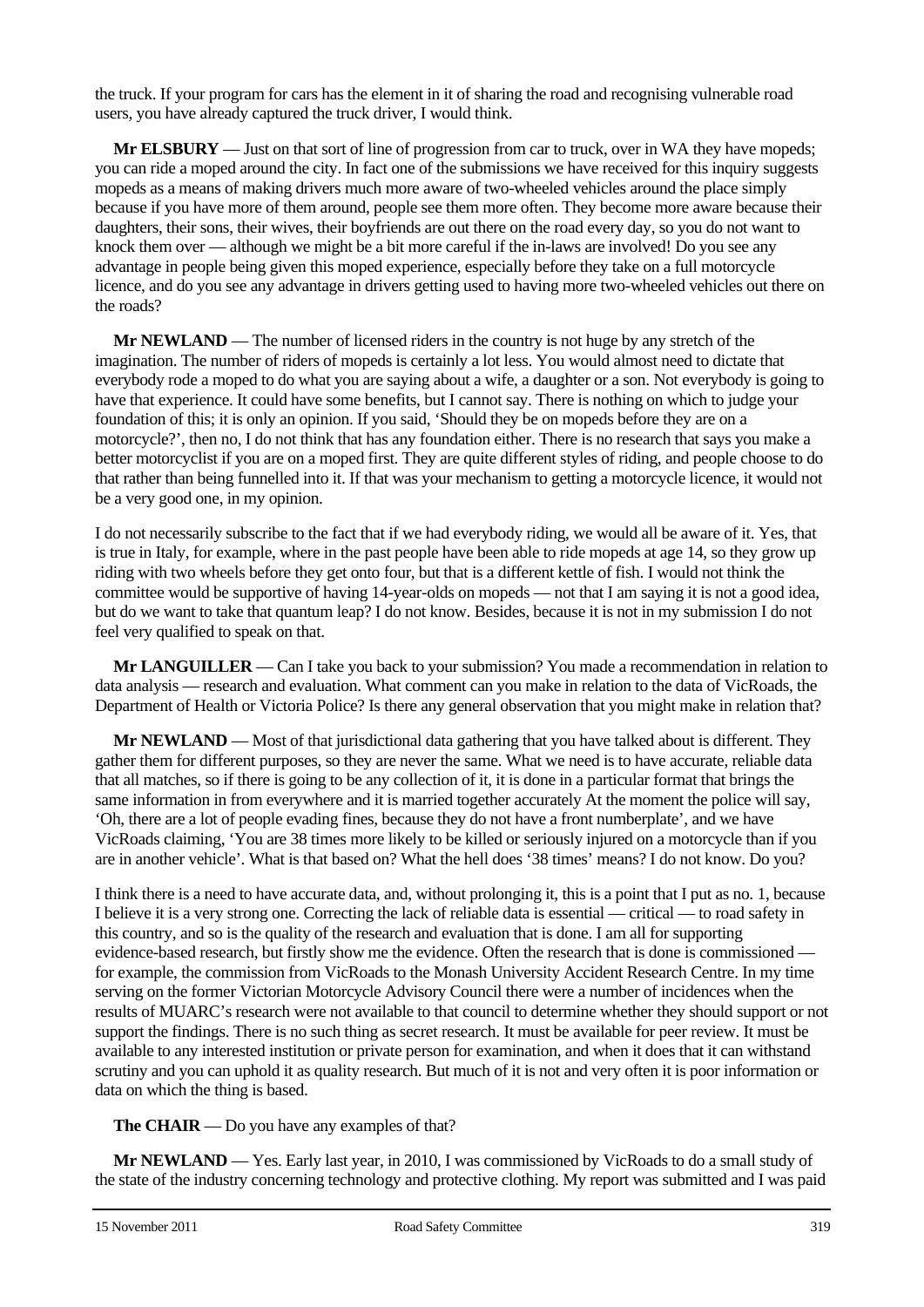the truck. If your program for cars has the element in it of sharing the road and recognising vulnerable road users, you have already captured the truck driver, I would think.

**Mr ELSBURY** — Just on that sort of line of progression from car to truck, over in WA they have mopeds; you can ride a moped around the city. In fact one of the submissions we have received for this inquiry suggests mopeds as a means of making drivers much more aware of two-wheeled vehicles around the place simply because if you have more of them around, people see them more often. They become more aware because their daughters, their sons, their wives, their boyfriends are out there on the road every day, so you do not want to knock them over — although we might be a bit more careful if the in-laws are involved! Do you see any advantage in people being given this moped experience, especially before they take on a full motorcycle licence, and do you see any advantage in drivers getting used to having more two-wheeled vehicles out there on the roads?

**Mr NEWLAND** — The number of licensed riders in the country is not huge by any stretch of the imagination. The number of riders of mopeds is certainly a lot less. You would almost need to dictate that everybody rode a moped to do what you are saying about a wife, a daughter or a son. Not everybody is going to have that experience. It could have some benefits, but I cannot say. There is nothing on which to judge your foundation of this; it is only an opinion. If you said, 'Should they be on mopeds before they are on a motorcycle?', then no, I do not think that has any foundation either. There is no research that says you make a better motorcyclist if you are on a moped first. They are quite different styles of riding, and people choose to do that rather than being funnelled into it. If that was your mechanism to getting a motorcycle licence, it would not be a very good one, in my opinion.

I do not necessarily subscribe to the fact that if we had everybody riding, we would all be aware of it. Yes, that is true in Italy, for example, where in the past people have been able to ride mopeds at age 14, so they grow up riding with two wheels before they get onto four, but that is a different kettle of fish. I would not think the committee would be supportive of having 14-year-olds on mopeds — not that I am saying it is not a good idea, but do we want to take that quantum leap? I do not know. Besides, because it is not in my submission I do not feel very qualified to speak on that.

**Mr LANGUILLER** — Can I take you back to your submission? You made a recommendation in relation to data analysis — research and evaluation. What comment can you make in relation to the data of VicRoads, the Department of Health or Victoria Police? Is there any general observation that you might make in relation that?

**Mr NEWLAND** — Most of that jurisdictional data gathering that you have talked about is different. They gather them for different purposes, so they are never the same. What we need is to have accurate, reliable data that all matches, so if there is going to be any collection of it, it is done in a particular format that brings the same information in from everywhere and it is married together accurately At the moment the police will say, 'Oh, there are a lot of people evading fines, because they do not have a front numberplate', and we have VicRoads claiming, 'You are 38 times more likely to be killed or seriously injured on a motorcycle than if you are in another vehicle'. What is that based on? What the hell does '38 times' means? I do not know. Do you?

I think there is a need to have accurate data, and, without prolonging it, this is a point that I put as no. 1, because I believe it is a very strong one. Correcting the lack of reliable data is essential — critical — to road safety in this country, and so is the quality of the research and evaluation that is done. I am all for supporting evidence-based research, but firstly show me the evidence. Often the research that is done is commissioned — for example, the commission from VicRoads to the Monash University Accident Research Centre. In my time serving on the former Victorian Motorcycle Advisory Council there were a number of incidences when the results of MUARC's research were not available to that council to determine whether they should support or not support the findings. There is no such thing as secret research. It must be available for peer review. It must be available to any interested institution or private person for examination, and when it does that it can withstand scrutiny and you can uphold it as quality research. But much of it is not and very often it is poor information or data on which the thing is based.

**The CHAIR** — Do you have any examples of that?

**Mr NEWLAND** — Yes. Early last year, in 2010, I was commissioned by VicRoads to do a small study of the state of the industry concerning technology and protective clothing. My report was submitted and I was paid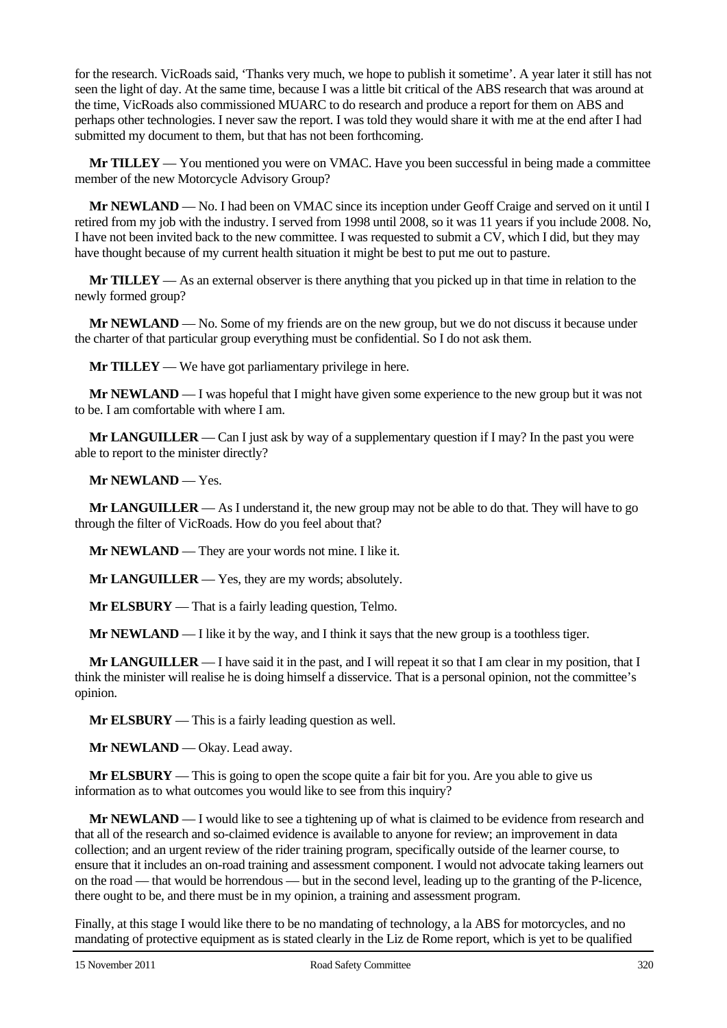for the research. VicRoads said, 'Thanks very much, we hope to publish it sometime'. A year later it still has not seen the light of day. At the same time, because I was a little bit critical of the ABS research that was around at the time, VicRoads also commissioned MUARC to do research and produce a report for them on ABS and perhaps other technologies. I never saw the report. I was told they would share it with me at the end after I had submitted my document to them, but that has not been forthcoming.

**Mr TILLEY** — You mentioned you were on VMAC. Have you been successful in being made a committee member of the new Motorcycle Advisory Group?

**Mr NEWLAND** — No. I had been on VMAC since its inception under Geoff Craige and served on it until I retired from my job with the industry. I served from 1998 until 2008, so it was 11 years if you include 2008. No, I have not been invited back to the new committee. I was requested to submit a CV, which I did, but they may have thought because of my current health situation it might be best to put me out to pasture.

**Mr TILLEY** — As an external observer is there anything that you picked up in that time in relation to the newly formed group?

**Mr NEWLAND** — No. Some of my friends are on the new group, but we do not discuss it because under the charter of that particular group everything must be confidential. So I do not ask them.

**Mr TILLEY** — We have got parliamentary privilege in here.

**Mr NEWLAND** — I was hopeful that I might have given some experience to the new group but it was not to be. I am comfortable with where I am.

**Mr LANGUILLER** — Can I just ask by way of a supplementary question if I may? In the past you were able to report to the minister directly?

**Mr NEWLAND** — Yes.

**Mr LANGUILLER** — As I understand it, the new group may not be able to do that. They will have to go through the filter of VicRoads. How do you feel about that?

**Mr NEWLAND** — They are your words not mine. I like it.

**Mr LANGUILLER** — Yes, they are my words; absolutely.

**Mr ELSBURY** — That is a fairly leading question, Telmo.

**Mr NEWLAND** — I like it by the way, and I think it says that the new group is a toothless tiger.

**Mr LANGUILLER** — I have said it in the past, and I will repeat it so that I am clear in my position, that I think the minister will realise he is doing himself a disservice. That is a personal opinion, not the committee's opinion.

**Mr ELSBURY** — This is a fairly leading question as well.

**Mr NEWLAND** — Okay. Lead away.

**Mr ELSBURY** — This is going to open the scope quite a fair bit for you. Are you able to give us information as to what outcomes you would like to see from this inquiry?

**Mr NEWLAND** — I would like to see a tightening up of what is claimed to be evidence from research and that all of the research and so-claimed evidence is available to anyone for review; an improvement in data collection; and an urgent review of the rider training program, specifically outside of the learner course, to ensure that it includes an on-road training and assessment component. I would not advocate taking learners out on the road — that would be horrendous — but in the second level, leading up to the granting of the P-licence, there ought to be, and there must be in my opinion, a training and assessment program.

Finally, at this stage I would like there to be no mandating of technology, a la ABS for motorcycles, and no mandating of protective equipment as is stated clearly in the Liz de Rome report, which is yet to be qualified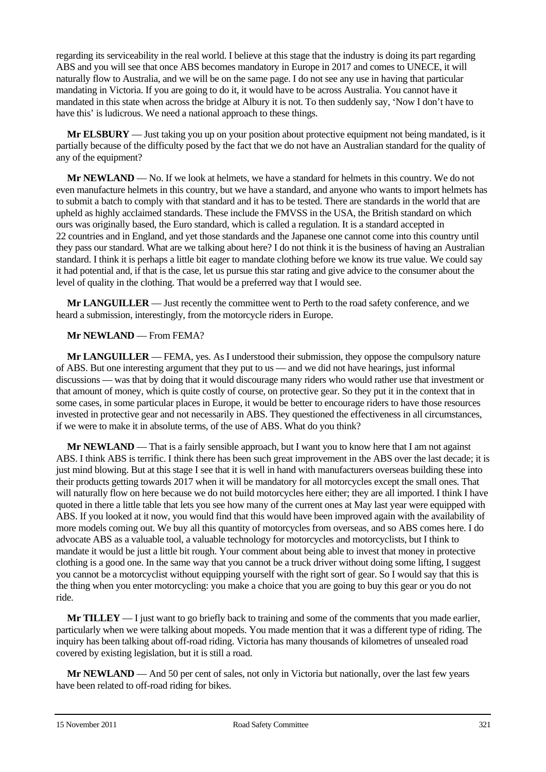regarding its serviceability in the real world. I believe at this stage that the industry is doing its part regarding ABS and you will see that once ABS becomes mandatory in Europe in 2017 and comes to UNECE, it will naturally flow to Australia, and we will be on the same page. I do not see any use in having that particular mandating in Victoria. If you are going to do it, it would have to be across Australia. You cannot have it mandated in this state when across the bridge at Albury it is not. To then suddenly say, 'Now I don't have to have this' is ludicrous. We need a national approach to these things.

**Mr ELSBURY** — Just taking you up on your position about protective equipment not being mandated, is it partially because of the difficulty posed by the fact that we do not have an Australian standard for the quality of any of the equipment?

**Mr NEWLAND** — No. If we look at helmets, we have a standard for helmets in this country. We do not even manufacture helmets in this country, but we have a standard, and anyone who wants to import helmets has to submit a batch to comply with that standard and it has to be tested. There are standards in the world that are upheld as highly acclaimed standards. These include the FMVSS in the USA, the British standard on which ours was originally based, the Euro standard, which is called a regulation. It is a standard accepted in 22 countries and in England, and yet those standards and the Japanese one cannot come into this country until they pass our standard. What are we talking about here? I do not think it is the business of having an Australian standard. I think it is perhaps a little bit eager to mandate clothing before we know its true value. We could say it had potential and, if that is the case, let us pursue this star rating and give advice to the consumer about the level of quality in the clothing. That would be a preferred way that I would see.

**Mr LANGUILLER** — Just recently the committee went to Perth to the road safety conference, and we heard a submission, interestingly, from the motorcycle riders in Europe.

**Mr NEWLAND** — From FEMA?

**Mr LANGUILLER** — FEMA, yes. As I understood their submission, they oppose the compulsory nature of ABS. But one interesting argument that they put to us — and we did not have hearings, just informal discussions — was that by doing that it would discourage many riders who would rather use that investment or that amount of money, which is quite costly of course, on protective gear. So they put it in the context that in some cases, in some particular places in Europe, it would be better to encourage riders to have those resources invested in protective gear and not necessarily in ABS. They questioned the effectiveness in all circumstances, if we were to make it in absolute terms, of the use of ABS. What do you think?

**Mr NEWLAND** — That is a fairly sensible approach, but I want you to know here that I am not against ABS. I think ABS is terrific. I think there has been such great improvement in the ABS over the last decade; it is just mind blowing. But at this stage I see that it is well in hand with manufacturers overseas building these into their products getting towards 2017 when it will be mandatory for all motorcycles except the small ones. That will naturally flow on here because we do not build motorcycles here either; they are all imported. I think I have quoted in there a little table that lets you see how many of the current ones at May last year were equipped with ABS. If you looked at it now, you would find that this would have been improved again with the availability of more models coming out. We buy all this quantity of motorcycles from overseas, and so ABS comes here. I do advocate ABS as a valuable tool, a valuable technology for motorcycles and motorcyclists, but I think to mandate it would be just a little bit rough. Your comment about being able to invest that money in protective clothing is a good one. In the same way that you cannot be a truck driver without doing some lifting, I suggest you cannot be a motorcyclist without equipping yourself with the right sort of gear. So I would say that this is the thing when you enter motorcycling: you make a choice that you are going to buy this gear or you do not ride.

**Mr TILLEY** — I just want to go briefly back to training and some of the comments that you made earlier, particularly when we were talking about mopeds. You made mention that it was a different type of riding. The inquiry has been talking about off-road riding. Victoria has many thousands of kilometres of unsealed road covered by existing legislation, but it is still a road.

**Mr NEWLAND** — And 50 per cent of sales, not only in Victoria but nationally, over the last few years have been related to off-road riding for bikes.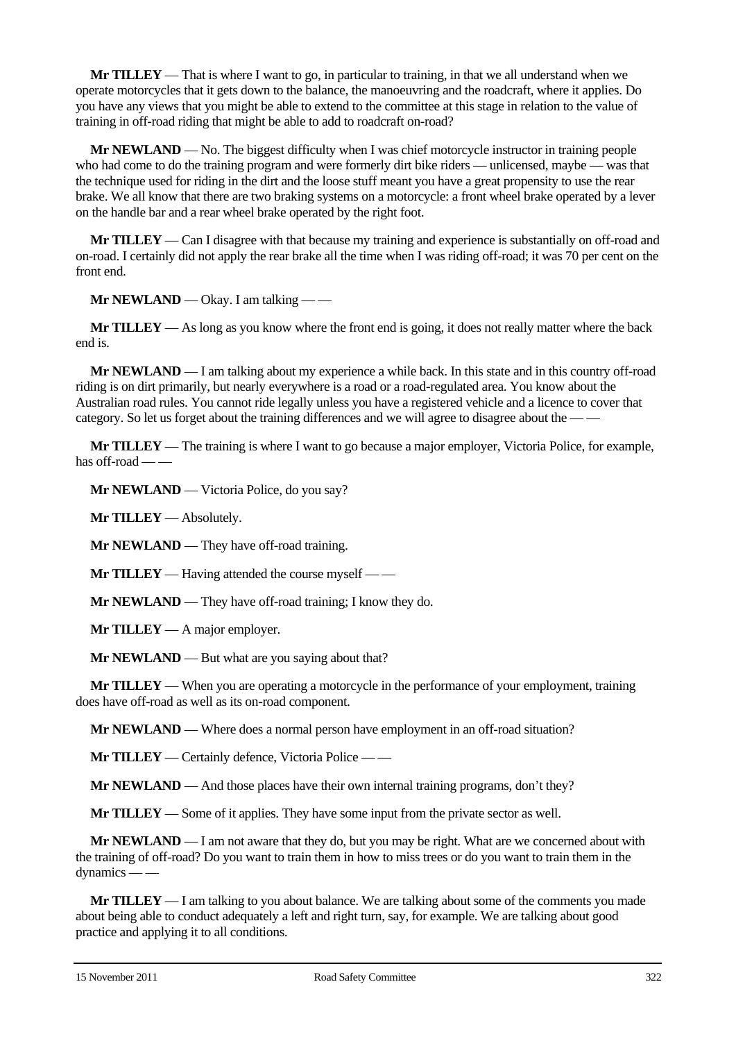**Mr TILLEY** — That is where I want to go, in particular to training, in that we all understand when we operate motorcycles that it gets down to the balance, the manoeuvring and the roadcraft, where it applies. Do you have any views that you might be able to extend to the committee at this stage in relation to the value of training in off-road riding that might be able to add to roadcraft on-road?

**Mr NEWLAND** — No. The biggest difficulty when I was chief motorcycle instructor in training people who had come to do the training program and were formerly dirt bike riders — unlicensed, maybe — was that the technique used for riding in the dirt and the loose stuff meant you have a great propensity to use the rear brake. We all know that there are two braking systems on a motorcycle: a front wheel brake operated by a lever on the handle bar and a rear wheel brake operated by the right foot.

**Mr TILLEY** — Can I disagree with that because my training and experience is substantially on off-road and on-road. I certainly did not apply the rear brake all the time when I was riding off-road; it was 70 per cent on the front end.

**Mr NEWLAND** — Okay. I am talking — —

**Mr TILLEY** — As long as you know where the front end is going, it does not really matter where the back end is.

**Mr NEWLAND** — I am talking about my experience a while back. In this state and in this country off-road riding is on dirt primarily, but nearly everywhere is a road or a road-regulated area. You know about the Australian road rules. You cannot ride legally unless you have a registered vehicle and a licence to cover that category. So let us forget about the training differences and we will agree to disagree about the — —

**Mr TILLEY** — The training is where I want to go because a major employer, Victoria Police, for example, has off-road — —

**Mr NEWLAND** — Victoria Police, do you say?

**Mr TILLEY** — Absolutely.

**Mr NEWLAND** — They have off-road training.

**Mr TILLEY** — Having attended the course myself — —

**Mr NEWLAND** — They have off-road training; I know they do.

**Mr TILLEY** — A major employer.

**Mr NEWLAND** — But what are you saying about that?

**Mr TILLEY** — When you are operating a motorcycle in the performance of your employment, training does have off-road as well as its on-road component.

**Mr NEWLAND** — Where does a normal person have employment in an off-road situation?

**Mr TILLEY** — Certainly defence, Victoria Police — —

**Mr NEWLAND** — And those places have their own internal training programs, don't they?

**Mr TILLEY** — Some of it applies. They have some input from the private sector as well.

**Mr NEWLAND** — I am not aware that they do, but you may be right. What are we concerned about with the training of off-road? Do you want to train them in how to miss trees or do you want to train them in the dynamics — —

**Mr TILLEY** — I am talking to you about balance. We are talking about some of the comments you made about being able to conduct adequately a left and right turn, say, for example. We are talking about good practice and applying it to all conditions.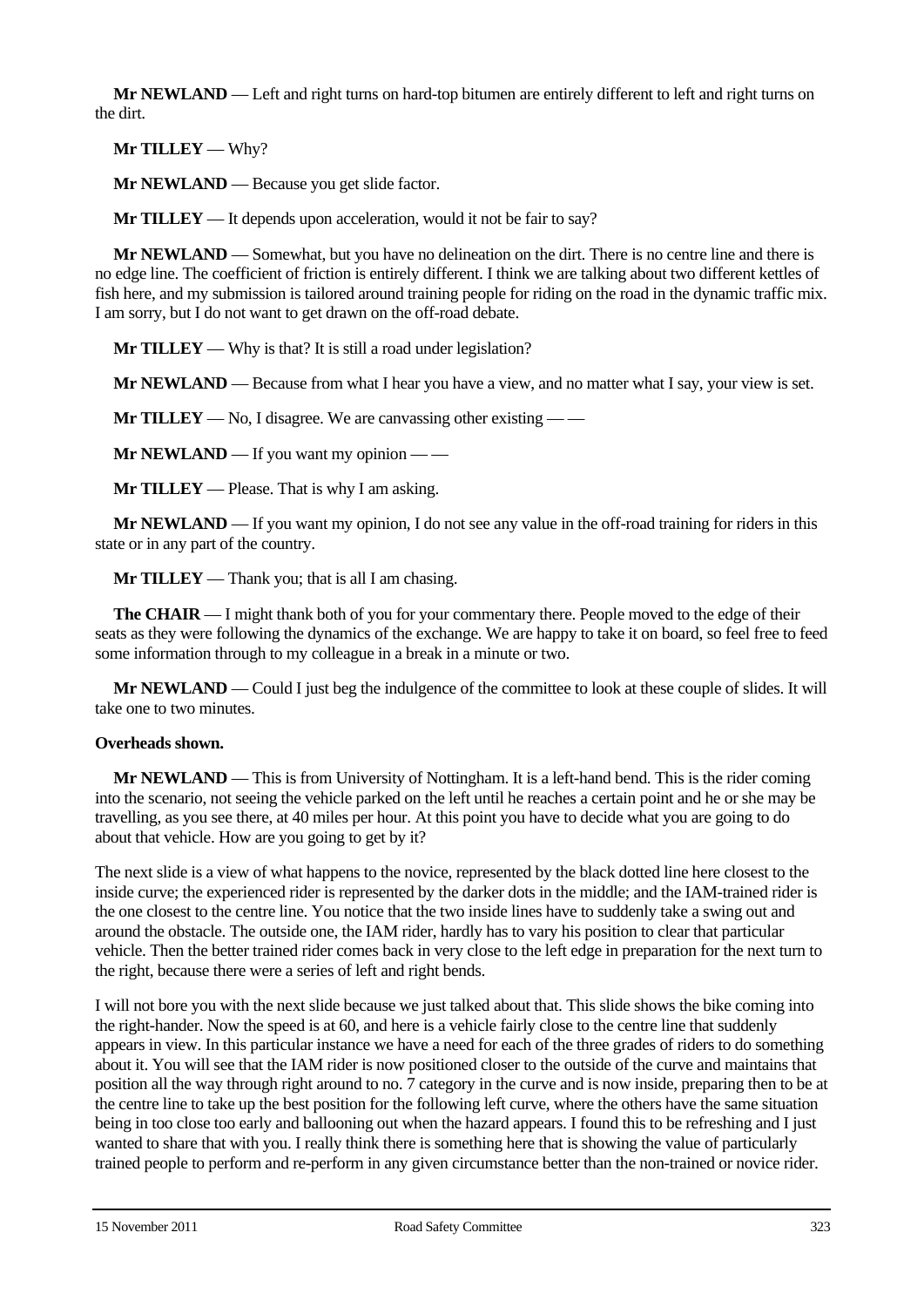**Mr NEWLAND** — Left and right turns on hard-top bitumen are entirely different to left and right turns on the dirt.

**Mr TILLEY** — Why?

**Mr NEWLAND** — Because you get slide factor.

**Mr TILLEY** — It depends upon acceleration, would it not be fair to say?

**Mr NEWLAND** — Somewhat, but you have no delineation on the dirt. There is no centre line and there is no edge line. The coefficient of friction is entirely different. I think we are talking about two different kettles of fish here, and my submission is tailored around training people for riding on the road in the dynamic traffic mix. I am sorry, but I do not want to get drawn on the off-road debate.

**Mr TILLEY** — Why is that? It is still a road under legislation?

**Mr NEWLAND** — Because from what I hear you have a view, and no matter what I say, your view is set.

**Mr TILLEY** — No, I disagree. We are canvassing other existing — —

**Mr NEWLAND** — If you want my opinion — —

**Mr TILLEY** — Please. That is why I am asking.

**Mr NEWLAND** — If you want my opinion, I do not see any value in the off-road training for riders in this state or in any part of the country.

**Mr TILLEY** — Thank you; that is all I am chasing.

**The CHAIR** — I might thank both of you for your commentary there. People moved to the edge of their seats as they were following the dynamics of the exchange. We are happy to take it on board, so feel free to feed some information through to my colleague in a break in a minute or two.

**Mr NEWLAND** — Could I just beg the indulgence of the committee to look at these couple of slides. It will take one to two minutes.

**Overheads shown.**

**Mr NEWLAND** — This is from University of Nottingham. It is a left-hand bend. This is the rider coming into the scenario, not seeing the vehicle parked on the left until he reaches a certain point and he or she may be travelling, as you see there, at 40 miles per hour. At this point you have to decide what you are going to do about that vehicle. How are you going to get by it?

The next slide is a view of what happens to the novice, represented by the black dotted line here closest to the inside curve; the experienced rider is represented by the darker dots in the middle; and the IAM-trained rider is the one closest to the centre line. You notice that the two inside lines have to suddenly take a swing out and around the obstacle. The outside one, the IAM rider, hardly has to vary his position to clear that particular vehicle. Then the better trained rider comes back in very close to the left edge in preparation for the next turn to the right, because there were a series of left and right bends.

I will not bore you with the next slide because we just talked about that. This slide shows the bike coming into the right-hander. Now the speed is at 60, and here is a vehicle fairly close to the centre line that suddenly appears in view. In this particular instance we have a need for each of the three grades of riders to do something about it. You will see that the IAM rider is now positioned closer to the outside of the curve and maintains that position all the way through right around to no. 7 category in the curve and is now inside, preparing then to be at the centre line to take up the best position for the following left curve, where the others have the same situation being in too close too early and ballooning out when the hazard appears. I found this to be refreshing and I just wanted to share that with you. I really think there is something here that is showing the value of particularly trained people to perform and re-perform in any given circumstance better than the non-trained or novice rider.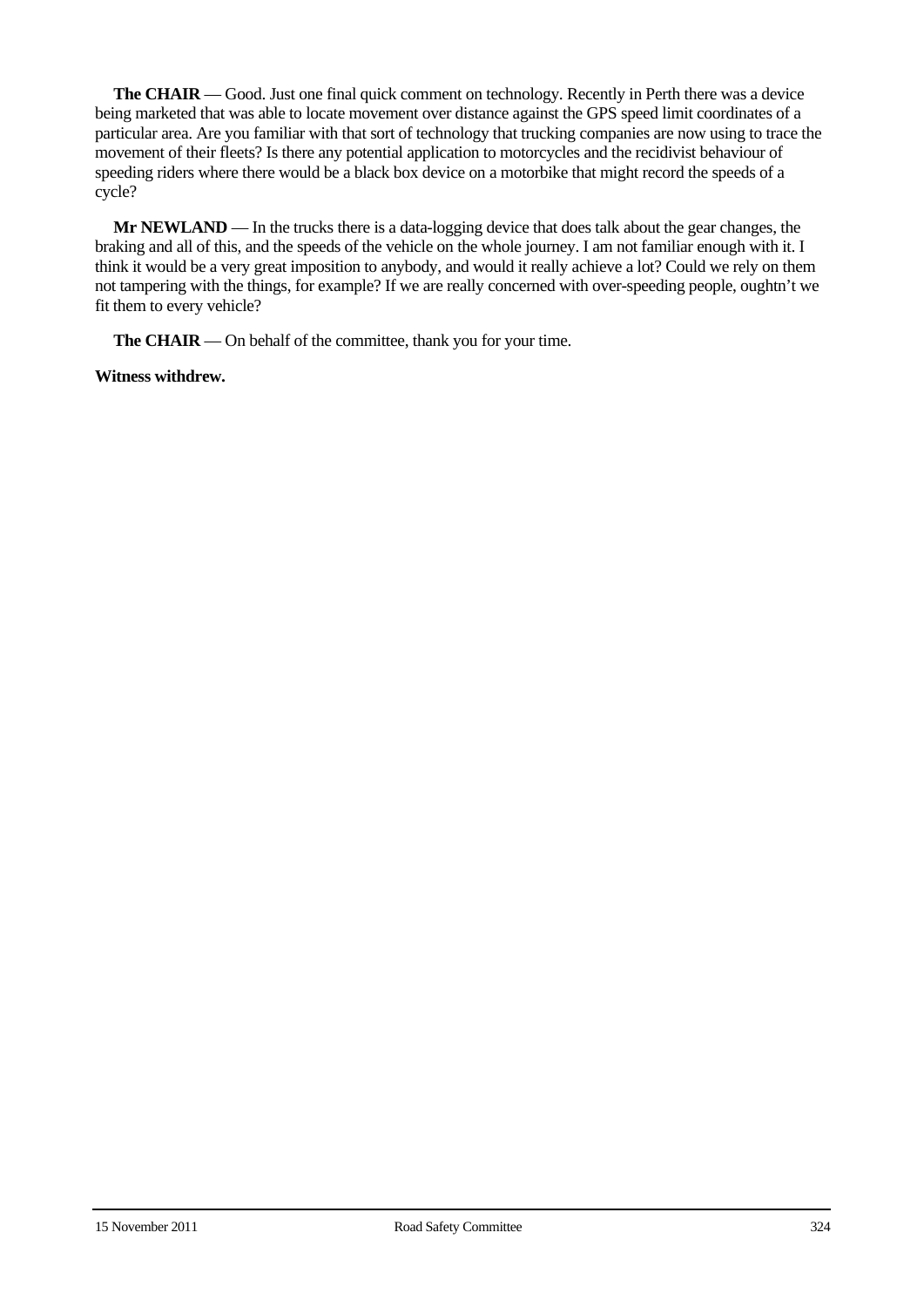**The CHAIR** — Good. Just one final quick comment on technology. Recently in Perth there was a device being marketed that was able to locate movement over distance against the GPS speed limit coordinates of a particular area. Are you familiar with that sort of technology that trucking companies are now using to trace the movement of their fleets? Is there any potential application to motorcycles and the recidivist behaviour of speeding riders where there would be a black box device on a motorbike that might record the speeds of a cycle?

**Mr NEWLAND** — In the trucks there is a data-logging device that does talk about the gear changes, the braking and all of this, and the speeds of the vehicle on the whole journey. I am not familiar enough with it. I think it would be a very great imposition to anybody, and would it really achieve a lot? Could we rely on them not tampering with the things, for example? If we are really concerned with over-speeding people, oughtn't we fit them to every vehicle?

**The CHAIR** — On behalf of the committee, thank you for your time.

**Witness withdrew.**